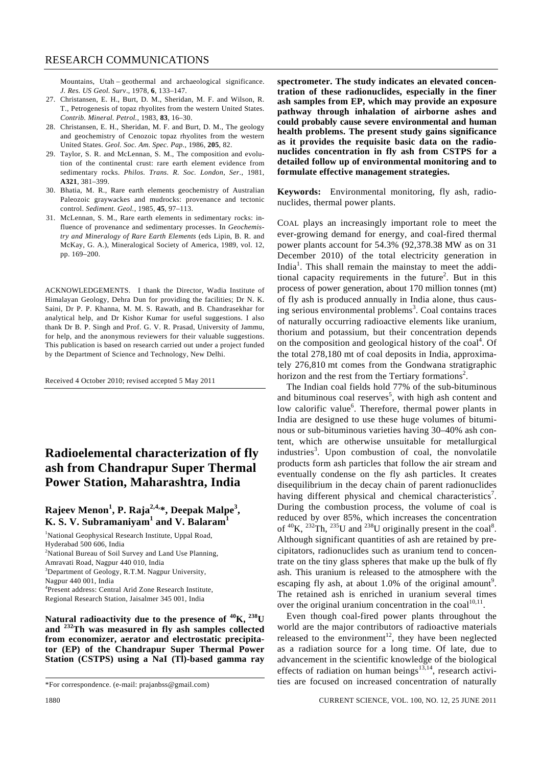Mountains, Utah – geothermal and archaeological significance. *J. Res. US Geol. Surv*., 1978, **6**, 133–147.

27. Christansen, E. H., Burt, D. M., Sheridan, M. F. and Wilson, R. T., Petrogenesis of topaz rhyolites from the western United States. *Contrib. Mineral. Petrol.*, 1983, **83**, 16–30.
28. Christansen, E. H., Sheridan, M. F. and Burt, D. M., The geology and geochemistry of Cenozoic topaz rhyolites from the western United States. *Geol. Soc. Am. Spec. Pap.*, 1986, **205**, 82.
29. Taylor, S. R. and McLennan, S. M., The composition and evolution of the continental crust: rare earth element evidence from sedimentary rocks. *Philos. Trans. R. Soc. London, Ser.*, 1981, **A321**, 381–399.
30. Bhatia, M. R., Rare earth elements geochemistry of Australian Paleozoic graywackes and mudrocks: provenance and tectonic control. *Sediment. Geol.*, 1985, **45**, 97–113.
31. McLennan, S. M., Rare earth elements in sedimentary rocks: influence of provenance and sedimentary processes. In *Geochemistry and Mineralogy of Rare Earth Elements* (eds Lipin, B. R. and McKay, G. A.), Mineralogical Society of America, 1989, vol. 12, pp. 169–200.

ACKNOWLEDGEMENTS. I thank the Director, Wadia Institute of Himalayan Geology, Dehra Dun for providing the facilities; Dr N. K. Saini, Dr P. P. Khanna, M. M. S. Rawath, and B. Chandrasekhar for analytical help, and Dr Kishor Kumar for useful suggestions. I also thank Dr B. P. Singh and Prof. G. V. R. Prasad, University of Jammu, for help, and the anonymous reviewers for their valuable suggestions. This publication is based on research carried out under a project funded by the Department of Science and Technology, New Delhi.

Received 4 October 2010; revised accepted 5 May 2011

# Radioelemental characterization of fly ash from Chandrapur Super Thermal Power Station, Maharashtra, India

**Rajeev Menon[1], P. Raja[2,4,*], Deepak Malpe[3], K. S. V. Subramaniyam[1] and V. Balaram[1]**

[1]National Geophysical Research Institute, Uppal Road, Hyderabad 500 606, India
[2]National Bureau of Soil Survey and Land Use Planning, Amravati Road, Nagpur 440 010, India
[3]Department of Geology, R.T.M. Nagpur University, Nagpur 440 001, India
[4]Present address: Central Arid Zone Research Institute, Regional Research Station, Jaisalmer 345 001, India

**Natural radioactivity due to the presence of $^{40}$K, $^{238}$U and $^{232}$Th was measured in fly ash samples collected from economizer, aerator and electrostatic precipitator (EP) of the Chandrapur Super Thermal Power Station (CSTPS) using a NaI (Tl)-based gamma ray spectrometer. The study indicates an elevated concentration of these radionuclides, especially in the finer ash samples from EP, which may provide an exposure pathway through inhalation of airborne ashes and could probably cause severe environmental and human health problems. The present study gains significance as it provides the requisite basic data on the radionuclides concentration in fly ash from CSTPS for a detailed follow up of environmental monitoring and to formulate effective management strategies.**

**Keywords:** Environmental monitoring, fly ash, radionuclides, thermal power plants.

COAL plays an increasingly important role to meet the ever-growing demand for energy, and coal-fired thermal power plants account for 54.3% (92,378.38 MW as on 31 December 2010) of the total electricity generation in India[1]. This shall remain the mainstay to meet the additional capacity requirements in the future[2]. But in this process of power generation, about 170 million tonnes (mt) of fly ash is produced annually in India alone, thus causing serious environmental problems[3]. Coal contains traces of naturally occurring radioactive elements like uranium, thorium and potassium, but their concentration depends on the composition and geological history of the coal[4]. Of the total 278,180 mt of coal deposits in India, approximately 276,810 mt comes from the Gondwana stratigraphic horizon and the rest from the Tertiary formations[2].

The Indian coal fields hold 77% of the sub-bituminous and bituminous coal reserves[5], with high ash content and low calorific value[6]. Therefore, thermal power plants in India are designed to use these huge volumes of bituminous or sub-bituminous varieties having 30–40% ash content, which are otherwise unsuitable for metallurgical industries[3]. Upon combustion of coal, the nonvolatile products form ash particles that follow the air stream and eventually condense on the fly ash particles. It creates disequilibrium in the decay chain of parent radionuclides having different physical and chemical characteristics[7]. During the combustion process, the volume of coal is reduced by over 85%, which increases the concentration of $^{40}$K, $^{232}$Th, $^{235}$U and $^{238}$U originally present in the coal[8]. Although significant quantities of ash are retained by precipitators, radionuclides such as uranium tend to concentrate on the tiny glass spheres that make up the bulk of fly ash. This uranium is released to the atmosphere with the escaping fly ash, at about 1.0% of the original amount[9]. The retained ash is enriched in uranium several times over the original uranium concentration in the coal[10,11].

Even though coal-fired power plants throughout the world are the major contributors of radioactive materials released to the environment[12], they have been neglected as a radiation source for a long time. Of late, due to advancement in the scientific knowledge of the biological effects of radiation on human beings[13,14], research activities are focused on increased concentration of naturally

*For correspondence. (e-mail: prajanbss@gmail.com)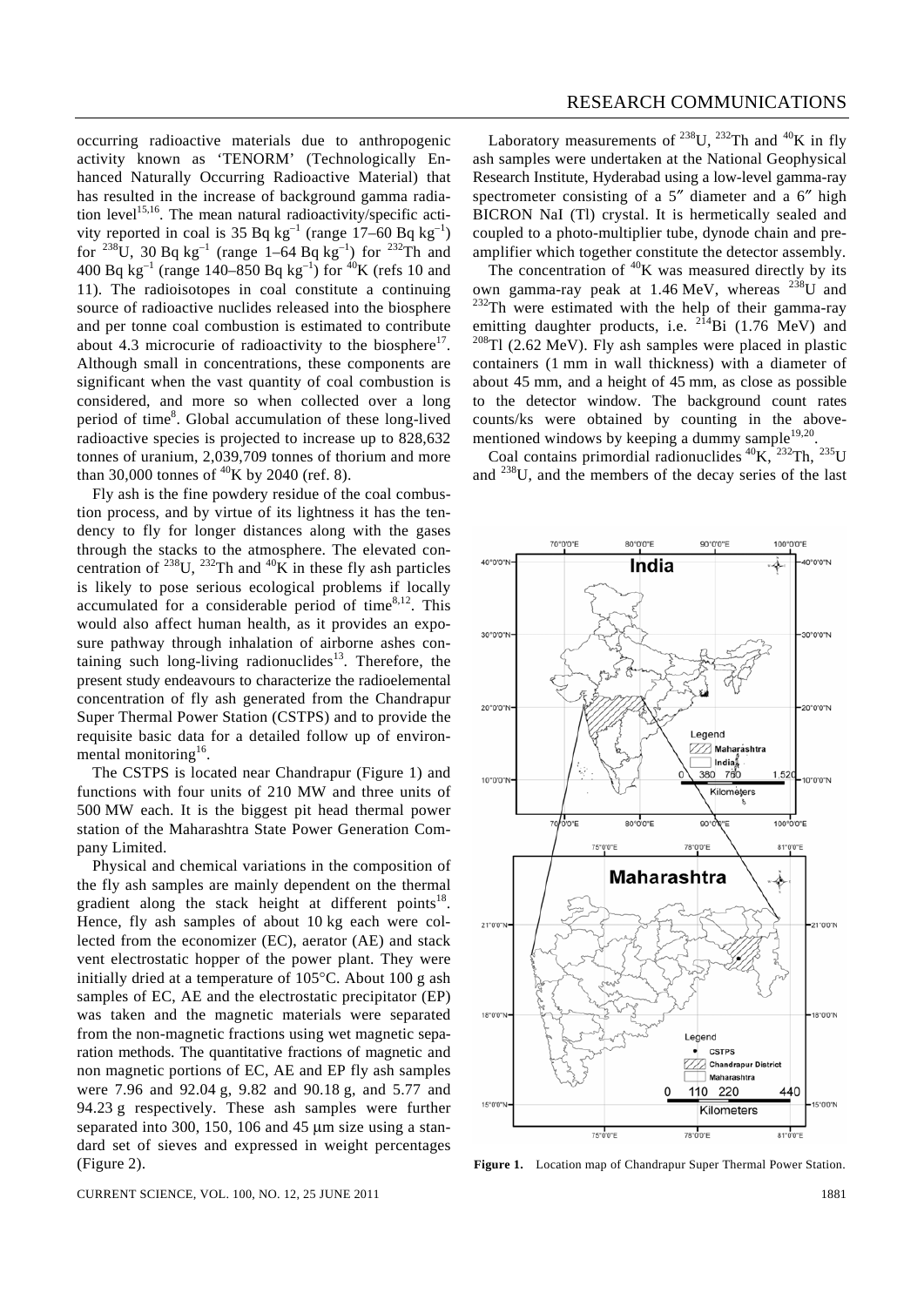occurring radioactive materials due to anthropogenic activity known as 'TENORM' (Technologically Enhanced Naturally Occurring Radioactive Material) that has resulted in the increase of background gamma radiation level[15,16]. The mean natural radioactivity/specific activity reported in coal is 35 Bq $kg^{-1}$ (range 17–60 Bq $kg^{-1}$) for $^{238}$U, 30 Bq $kg^{-1}$ (range 1–64 Bq $kg^{-1}$) for $^{232}$Th and 400 Bq $kg^{-1}$ (range 140–850 Bq $kg^{-1}$) for $^{40}$K (refs 10 and 11). The radioisotopes in coal constitute a continuing source of radioactive nuclides released into the biosphere and per tonne coal combustion is estimated to contribute about 4.3 microcurie of radioactivity to the biosphere[17]. Although small in concentrations, these components are significant when the vast quantity of coal combustion is considered, and more so when collected over a long period of time[8]. Global accumulation of these long-lived radioactive species is projected to increase up to 828,632 tonnes of uranium, 2,039,709 tonnes of thorium and more than 30,000 tonnes of $^{40}$K by 2040 (ref. 8).

Fly ash is the fine powdery residue of the coal combustion process, and by virtue of its lightness it has the tendency to fly for longer distances along with the gases through the stacks to the atmosphere. The elevated concentration of $^{238}$U, $^{232}$Th and $^{40}$K in these fly ash particles is likely to pose serious ecological problems if locally accumulated for a considerable period of time[8,12]. This would also affect human health, as it provides an exposure pathway through inhalation of airborne ashes containing such long-living radionuclides[13]. Therefore, the present study endeavours to characterize the radioelemental concentration of fly ash generated from the Chandrapur Super Thermal Power Station (CSTPS) and to provide the requisite basic data for a detailed follow up of environmental monitoring[16].

The CSTPS is located near Chandrapur (Figure 1) and functions with four units of 210 MW and three units of 500 MW each. It is the biggest pit head thermal power station of the Maharashtra State Power Generation Company Limited.

Physical and chemical variations in the composition of the fly ash samples are mainly dependent on the thermal gradient along the stack height at different points[18]. Hence, fly ash samples of about 10 kg each were collected from the economizer (EC), aerator (AE) and stack vent electrostatic hopper of the power plant. They were initially dried at a temperature of 105°C. About 100 g ash samples of EC, AE and the electrostatic precipitator (EP) was taken and the magnetic materials were separated from the non-magnetic fractions using wet magnetic separation methods. The quantitative fractions of magnetic and non magnetic portions of EC, AE and EP fly ash samples were 7.96 and 92.04 g, 9.82 and 90.18 g, and 5.77 and 94.23 g respectively. These ash samples were further separated into 300, 150, 106 and 45 μm size using a standard set of sieves and expressed in weight percentages (Figure 2).

Laboratory measurements of $^{238}$U, $^{232}$Th and $^{40}$K in fly ash samples were undertaken at the National Geophysical Research Institute, Hyderabad using a low-level gamma-ray spectrometer consisting of a 5″ diameter and a 6″ high BICRON NaI (Tl) crystal. It is hermetically sealed and coupled to a photo-multiplier tube, dynode chain and preamplifier which together constitute the detector assembly.

The concentration of $^{40}$K was measured directly by its own gamma-ray peak at 1.46 MeV, whereas $^{238}$U and $^{232}$Th were estimated with the help of their gamma-ray emitting daughter products, i.e. $^{214}$Bi (1.76 MeV) and $^{208}$Tl (2.62 MeV). Fly ash samples were placed in plastic containers (1 mm in wall thickness) with a diameter of about 45 mm, and a height of 45 mm, as close as possible to the detector window. The background count rates counts/ks were obtained by counting in the above-mentioned windows by keeping a dummy sample[19,20].

Coal contains primordial radionuclides $^{40}$K, $^{232}$Th, $^{235}$U and $^{238}$U, and the members of the decay series of the last

**Figure 1.** Location map of Chandrapur Super Thermal Power Station.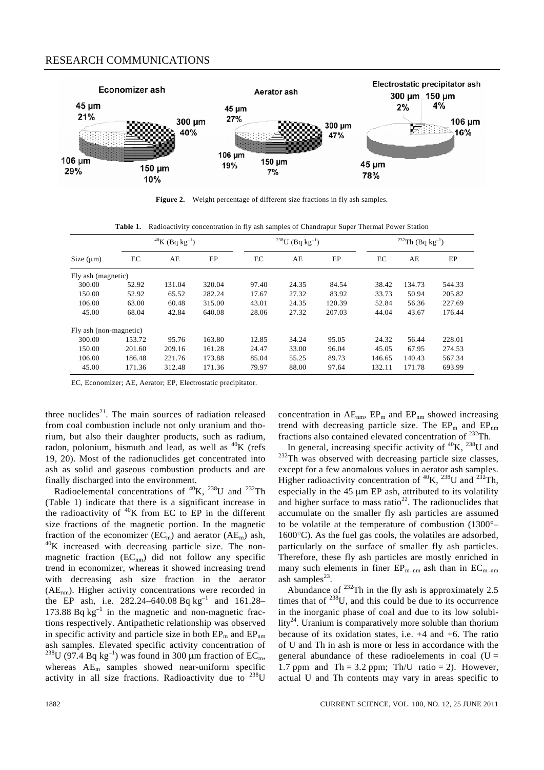**Figure 2.** Weight percentage of different size fractions in fly ash samples.

**Table 1.** Radioactivity concentration in fly ash samples of Chandrapur Super Thermal Power Station

| | $^{40}$K (Bq kg$^{-1}$) | | | $^{238}$U (Bq kg$^{-1}$) | | | $^{232}$Th (Bq kg$^{-1}$) | | |
|---|---|---|---|---|---|---|---|---|---|
| Size (μm) | EC | AE | EP | EC | AE | EP | EC | AE | EP |
| Fly ash (magnetic) | | | | | | | | | |
| 300.00 | 52.92 | 131.04 | 320.04 | 97.40 | 24.35 | 84.54 | 38.42 | 134.73 | 544.33 |
| 150.00 | 52.92 | 65.52 | 282.24 | 17.67 | 27.32 | 83.92 | 33.73 | 50.94 | 205.82 |
| 106.00 | 63.00 | 60.48 | 315.00 | 43.01 | 24.35 | 120.39 | 52.84 | 56.36 | 227.69 |
| 45.00 | 68.04 | 42.84 | 640.08 | 28.06 | 27.32 | 207.03 | 44.04 | 43.67 | 176.44 |
| Fly ash (non-magnetic) | | | | | | | | | |
| 300.00 | 153.72 | 95.76 | 163.80 | 12.85 | 34.24 | 95.05 | 24.32 | 56.44 | 228.01 |
| 150.00 | 201.60 | 209.16 | 161.28 | 24.47 | 33.00 | 96.04 | 45.05 | 67.95 | 274.53 |
| 106.00 | 186.48 | 221.76 | 173.88 | 85.04 | 55.25 | 89.73 | 146.65 | 140.43 | 567.34 |
| 45.00 | 171.36 | 312.48 | 171.36 | 79.97 | 88.00 | 97.64 | 132.11 | 171.78 | 693.99 |

EC, Economizer; AE, Aerator; EP, Electrostatic precipitator.

three nuclides[21]. The main sources of radiation released from coal combustion include not only uranium and thorium, but also their daughter products, such as radium, radon, polonium, bismuth and lead, as well as $^{40}$K (refs 19, 20). Most of the radionuclides get concentrated into ash as solid and gaseous combustion products and are finally discharged into the environment.

Radioelemental concentrations of $^{40}$K, $^{238}$U and $^{232}$Th (Table 1) indicate that there is a significant increase in the radioactivity of $^{40}$K from EC to EP in the different size fractions of the magnetic portion. In the magnetic fraction of the economizer ($EC_m$) and aerator ($AE_m$) ash, $^{40}$K increased with decreasing particle size. The non-magnetic fraction ($EC_{nm}$) did not follow any specific trend in economizer, whereas it showed increasing trend with decreasing ash size fraction in the aerator ($AE_{nm}$). Higher activity concentrations were recorded in the EP ash, i.e. 282.24–640.08 Bq kg$^{-1}$ and 161.28–173.88 Bq kg$^{-1}$ in the magnetic and non-magnetic fractions respectively. Antipathetic relationship was observed in specific activity and particle size in both $EP_m$ and $EP_{nm}$ ash samples. Elevated specific activity concentration of $^{238}$U (97.4 Bq kg$^{-1}$) was found in 300 μm fraction of $EC_m$, whereas $AE_m$ samples showed near-uniform specific activity in all size fractions. Radioactivity due to $^{238}$U concentration in $AE_{nm}$, $EP_m$ and $EP_{nm}$ showed increasing trend with decreasing particle size. The $EP_m$ and $EP_{nm}$ fractions also contained elevated concentration of $^{232}$Th.

In general, increasing specific activity of $^{40}$K, $^{238}$U and $^{232}$Th was observed with decreasing particle size classes, except for a few anomalous values in aerator ash samples. Higher radioactivity concentration of $^{40}$K, $^{238}$U and $^{232}$Th, especially in the 45 μm EP ash, attributed to its volatility and higher surface to mass ratio[22]. The radionuclides that accumulate on the smaller fly ash particles are assumed to be volatile at the temperature of combustion (1300°–1600°C). As the fuel gas cools, the volatiles are adsorbed, particularly on the surface of smaller fly ash particles. Therefore, these fly ash particles are mostly enriched in many such elements in finer $EP_{m–nm}$ ash than in $EC_{m–nm}$ ash samples[23].

Abundance of $^{232}$Th in the fly ash is approximately 2.5 times that of $^{238}$U, and this could be due to its occurrence in the inorganic phase of coal and due to its low solubility[24]. Uranium is comparatively more soluble than thorium because of its oxidation states, i.e. +4 and +6. The ratio of U and Th in ash is more or less in accordance with the general abundance of these radioelements in coal (U = 1.7 ppm and Th = 3.2 ppm; Th/U ratio = 2). However, actual U and Th contents may vary in areas specific to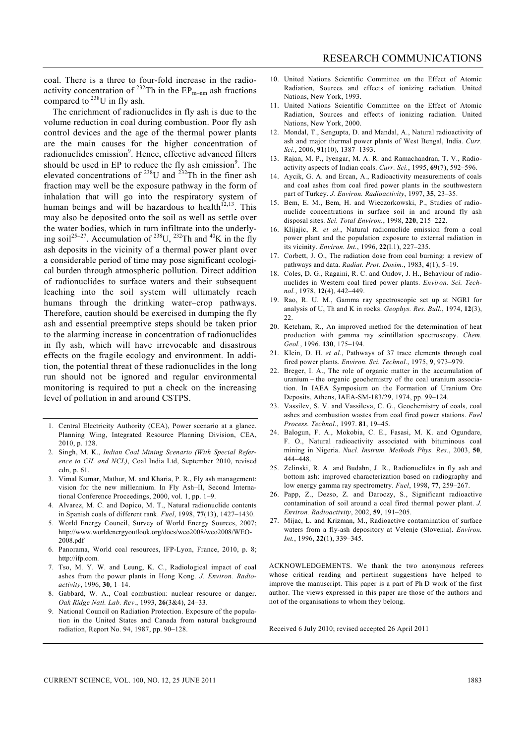coal. There is a three to four-fold increase in the radioactivity concentration of $^{232}$Th in the $EP_{m-nm}$ ash fractions compared to $^{238}$U in fly ash.

The enrichment of radionuclides in fly ash is due to the volume reduction in coal during combustion. Poor fly ash control devices and the age of the thermal power plants are the main causes for the higher concentration of radionuclides emission[9]. Hence, effective advanced filters should be used in EP to reduce the fly ash emission[9]. The elevated concentrations of $^{238}$U and $^{232}$Th in the finer ash fraction may well be the exposure pathway in the form of inhalation that will go into the respiratory system of human beings and will be hazardous to health[12,13]. This may also be deposited onto the soil as well as settle over the water bodies, which in turn infiltrate into the underlying soil[25–27]. Accumulation of $^{238}$U, $^{232}$Th and $^{40}$K in the fly ash deposits in the vicinity of a thermal power plant over a considerable period of time may pose significant ecological burden through atmospheric pollution. Direct addition of radionuclides to surface waters and their subsequent leaching into the soil system will ultimately reach humans through the drinking water–crop pathways. Therefore, caution should be exercised in dumping the fly ash and essential preemptive steps should be taken prior to the alarming increase in concentration of radionuclides in fly ash, which will have irrevocable and disastrous effects on the fragile ecology and environment. In addition, the potential threat of these radionuclides in the long run should not be ignored and regular environmental monitoring is required to put a check on the increasing level of pollution in and around CSTPS.

1. Central Electricity Authority (CEA), Power scenario at a glance. Planning Wing, Integrated Resource Planning Division, CEA, 2010, p. 128.
2. Singh, M. K., *Indian Coal Mining Scenario (With Special Reference to CIL and NCL)*, Coal India Ltd, September 2010, revised edn, p. 61.
3. Vimal Kumar, Mathur, M. and Kharia, P. R., Fly ash management: vision for the new millennium. In Fly Ash–II, Second International Conference Proceedings, 2000, vol. 1, pp. 1–9.
4. Alvarez, M. C. and Dopico, M. T., Natural radionuclide contents in Spanish coals of different rank. *Fuel*, 1998, **77**(13), 1427–1430.
5. World Energy Council, Survey of World Energy Sources, 2007; http://www.worldenergyoutlook.org/docs/weo2008/weo2008/WEO-2008.pdf
6. Panorama, World coal resources, IFP-Lyon, France, 2010, p. 8; http://ifp.com.
7. Tso, M. Y. W. and Leung, K. C., Radiological impact of coal ashes from the power plants in Hong Kong. *J. Environ. Radioactivity*, 1996, **30**, 1–14.
8. Gabbard, W. A., Coal combustion: nuclear resource or danger. *Oak Ridge Natl. Lab. Rev.*, 1993, **26**(3&4), 24–33.
9. National Council on Radiation Protection. Exposure of the population in the United States and Canada from natural background radiation, Report No. 94, 1987, pp. 90–128.
10. United Nations Scientific Committee on the Effect of Atomic Radiation, Sources and effects of ionizing radiation. United Nations, New York, 1993.
11. United Nations Scientific Committee on the Effect of Atomic Radiation, Sources and effects of ionizing radiation. United Nations, New York, 2000.
12. Mondal, T., Sengupta, D. and Mandal, A., Natural radioactivity of ash and major thermal power plants of West Bengal, India. *Curr. Sci.*, 2006, **91**(10), 1387–1393.
13. Rajan, M. P., Iyengar, M. A. R. and Ramachandran, T. V., Radioactivity aspects of Indian coals. *Curr. Sci.*, 1995, **69**(7), 592–596.
14. Aycik, G. A. and Ercan, A., Radioactivity measurements of coals and coal ashes from coal fired power plants in the southwestern part of Turkey. *J. Environ. Radioactivity*, 1997, **35**, 23–35.
15. Bem, E. M., Bem, H. and Wieczorkowski, P., Studies of radionuclide concentrations in surface soil in and around fly ash disposal sites. *Sci. Total Environ.*, 1998, **220**, 215–222.
16. Klijajic, R. *et al.*, Natural radionuclide emission from a coal power plant and the population exposure to external radiation in its vicinity. *Environ. Int.*, 1996, **22**(l.1), 227–235.
17. Corbett, J. O., The radiation dose from coal burning: a review of pathways and data. *Radiat. Prot. Dosim.*, 1983, **4**(1), 5–19.
18. Coles, D. G., Ragaini, R. C. and Ondov, J. H., Behaviour of radionuclides in Western coal fired power plants. *Environ. Sci. Technol.*, 1978, **12**(4), 442–449.
19. Rao, R. U. M., Gamma ray spectroscopic set up at NGRI for analysis of U, Th and K in rocks. *Geophys. Res. Bull.*, 1974, **12**(3), 22.
20. Ketcham, R., An improved method for the determination of heat production with gamma ray scintillation spectroscopy. *Chem. Geol.*, 1996. **130**, 175–194.
21. Klein, D. H. *et al.*, Pathways of 37 trace elements through coal fired power plants. *Environ. Sci. Technol.*, 1975, **9**, 973–979.
22. Breger, I. A., The role of organic matter in the accumulation of uranium – the organic geochemistry of the coal uranium association. In IAEA Symposium on the Formation of Uranium Ore Deposits, Athens, IAEA-SM-183/29, 1974, pp. 99–124.
23. Vassilev, S. V. and Vassileva, C. G., Geochemistry of coals, coal ashes and combustion wastes from coal fired power stations. *Fuel Process. Technol.*, 1997. **81**, 19–45.
24. Balogun, F. A., Mokobia, C. E., Fasasi, M. K. and Ogundare, F. O., Natural radioactivity associated with bituminous coal mining in Nigeria. *Nucl. Instrum. Methods Phys. Res.*, 2003, **50**, 444–448.
25. Zelinski, R. A. and Budahn, J. R., Radionuclides in fly ash and bottom ash: improved characterization based on radiography and low energy gamma ray spectrometry. *Fuel*, 1998, **77**, 259–267.
26. Papp, Z., Dezso, Z. and Daroczy, S., Significant radioactive contamination of soil around a coal fired thermal power plant. *J. Environ. Radioactivity*, 2002, **59**, 191–205.
27. Mijac, L. and Krizman, M., Radioactive contamination of surface waters from a fly-ash depository at Velenje (Slovenia). *Environ. Int.*, 1996, **22**(1), 339–345.

ACKNOWLEDGEMENTS. We thank the two anonymous referees whose critical reading and pertinent suggestions have helped to improve the manuscript. This paper is a part of Ph D work of the first author. The views expressed in this paper are those of the authors and not of the organisations to whom they belong.

Received 6 July 2010; revised accepted 26 April 2011